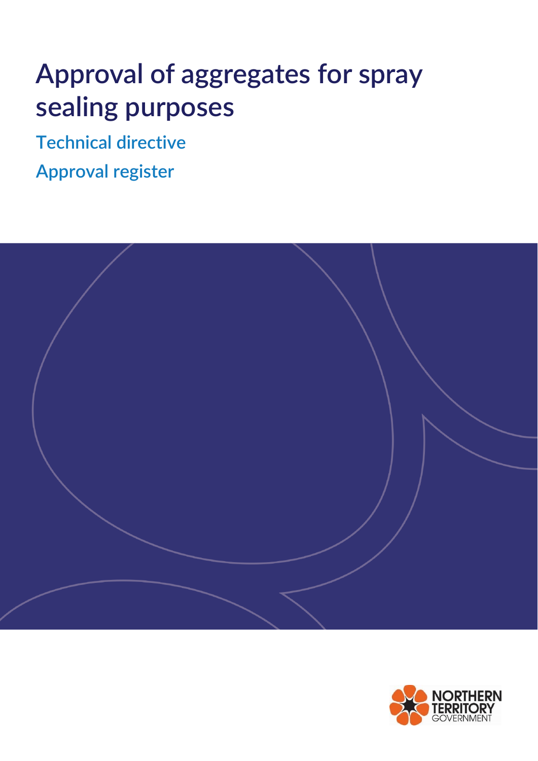# Approval of aggregates for spray sealing purposes

## Technical directive

## Approval register

NORTHERN TERRITORY GOVERNMENT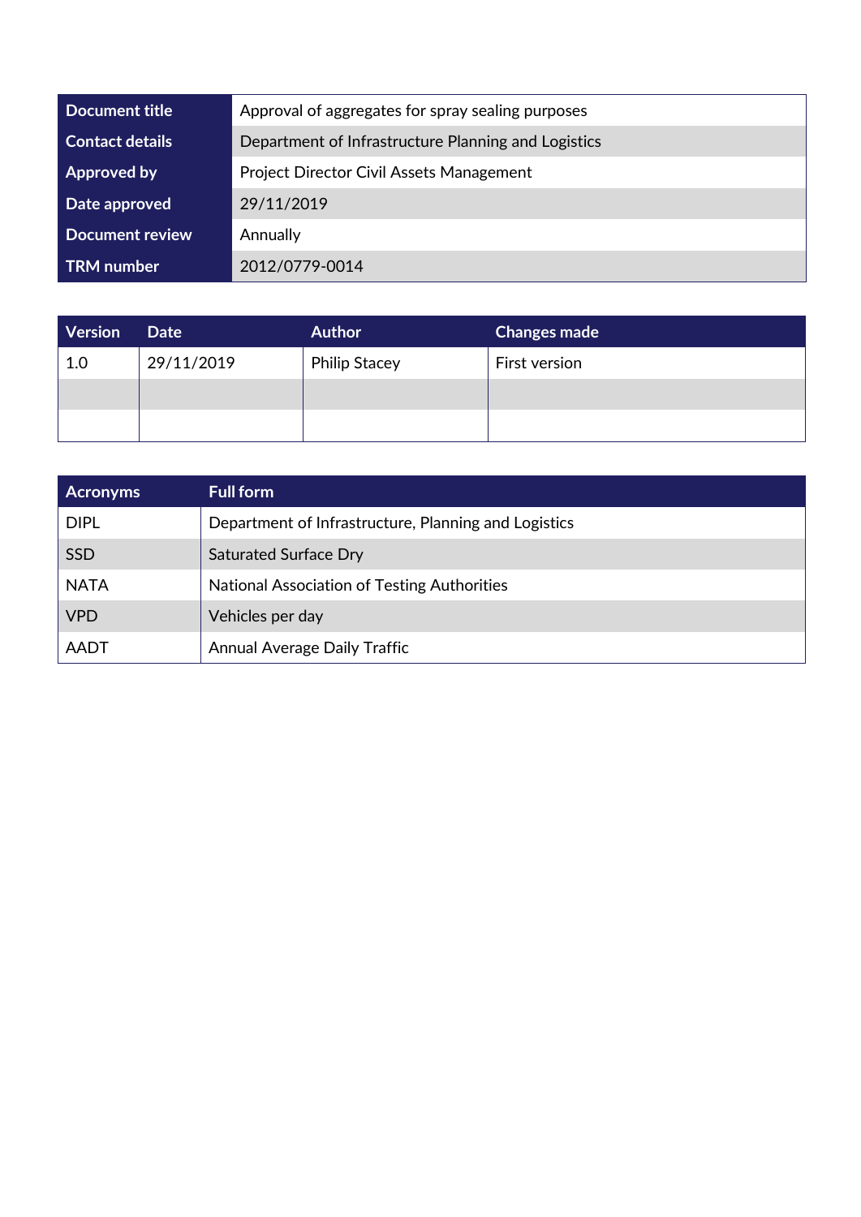| Document title | Approval of aggregates for spray sealing purposes |
| --- | --- |
| Contact details | Department of Infrastructure Planning and Logistics |
| Approved by | Project Director Civil Assets Management |
| Date approved | 29/11/2019 |
| Document review | Annually |
| TRM number | 2012/0779-0014 |

| Version | Date | Author | Changes made |
| --- | --- | --- | --- |
| 1.0 | 29/11/2019 | Philip Stacey | First version |
| | | | |
| | | | |

| Acronyms | Full form |
| --- | --- |
| DIPL | Department of Infrastructure, Planning and Logistics |
| SSD | Saturated Surface Dry |
| NATA | National Association of Testing Authorities |
| VPD | Vehicles per day |
| AADT | Annual Average Daily Traffic |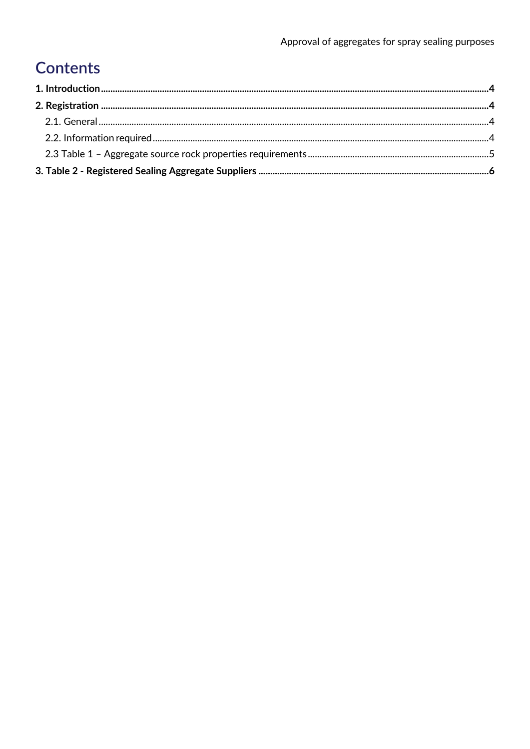# Contents

**1. Introduction** .......... **4**

**2. Registration** .......... **4**

- 2.1. General .......... 4
- 2.2. Information required .......... 4
- 2.3 Table 1 – Aggregate source rock properties requirements .......... 5

**3. Table 2 - Registered Sealing Aggregate Suppliers** .......... **6**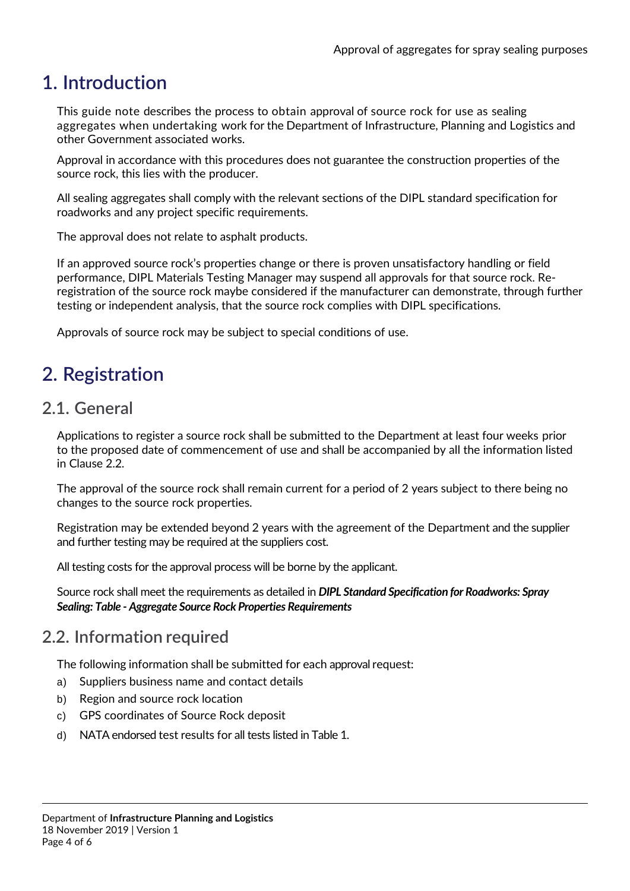# 1. Introduction

This guide note describes the process to obtain approval of source rock for use as sealing aggregates when undertaking work for the Department of Infrastructure, Planning and Logistics and other Government associated works.

Approval in accordance with this procedures does not guarantee the construction properties of the source rock, this lies with the producer.

All sealing aggregates shall comply with the relevant sections of the DIPL standard specification for roadworks and any project specific requirements.

The approval does not relate to asphalt products.

If an approved source rock's properties change or there is proven unsatisfactory handling or field performance, DIPL Materials Testing Manager may suspend all approvals for that source rock. Re-registration of the source rock maybe considered if the manufacturer can demonstrate, through further testing or independent analysis, that the source rock complies with DIPL specifications.

Approvals of source rock may be subject to special conditions of use.

# 2. Registration

## 2.1. General

Applications to register a source rock shall be submitted to the Department at least four weeks prior to the proposed date of commencement of use and shall be accompanied by all the information listed in Clause 2.2.

The approval of the source rock shall remain current for a period of 2 years subject to there being no changes to the source rock properties.

Registration may be extended beyond 2 years with the agreement of the Department and the supplier and further testing may be required at the suppliers cost.

All testing costs for the approval process will be borne by the applicant.

Source rock shall meet the requirements as detailed in ***DIPL Standard Specification for Roadworks: Spray Sealing: Table - Aggregate Source Rock Properties Requirements***

## 2.2. Information required

The following information shall be submitted for each approval request:

a) Suppliers business name and contact details
b) Region and source rock location
c) GPS coordinates of Source Rock deposit
d) NATA endorsed test results for all tests listed in Table 1.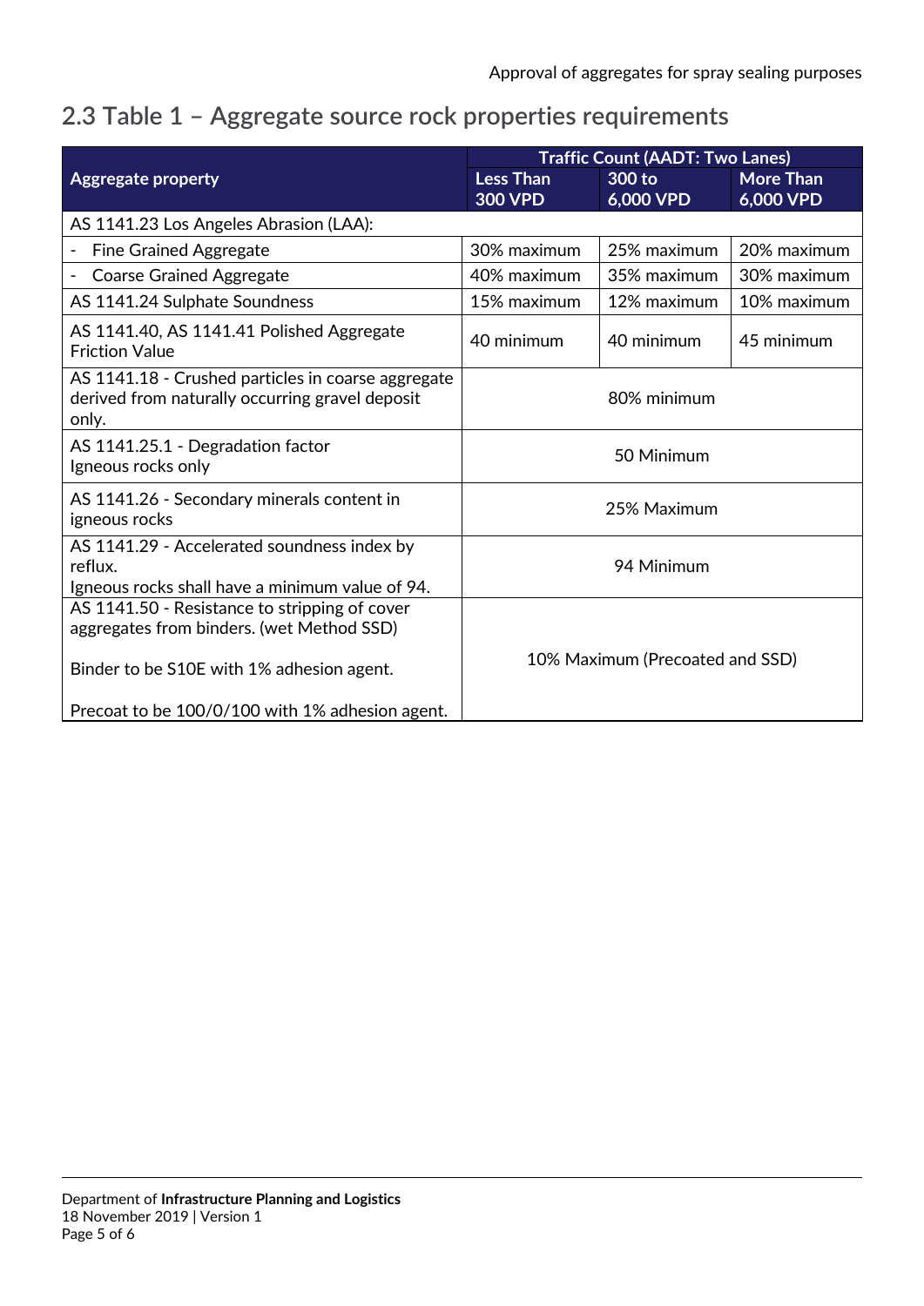## 2.3 Table 1 – Aggregate source rock properties requirements

| Aggregate property | Traffic Count (AADT: Two Lanes) | | |
|---|---|---|---|
| | Less Than 300 VPD | 300 to 6,000 VPD | More Than 6,000 VPD |
| AS 1141.23 Los Angeles Abrasion (LAA): | | | |
| - Fine Grained Aggregate | 30% maximum | 25% maximum | 20% maximum |
| - Coarse Grained Aggregate | 40% maximum | 35% maximum | 30% maximum |
| AS 1141.24 Sulphate Soundness | 15% maximum | 12% maximum | 10% maximum |
| AS 1141.40, AS 1141.41 Polished Aggregate Friction Value | 40 minimum | 40 minimum | 45 minimum |
| AS 1141.18 - Crushed particles in coarse aggregate derived from naturally occurring gravel deposit only. | 80% minimum | | |
| AS 1141.25.1 - Degradation factor<br>Igneous rocks only | 50 Minimum | | |
| AS 1141.26 - Secondary minerals content in igneous rocks | 25% Maximum | | |
| AS 1141.29 - Accelerated soundness index by reflux.<br>Igneous rocks shall have a minimum value of 94. | 94 Minimum | | |
| AS 1141.50 - Resistance to stripping of cover aggregates from binders. (wet Method SSD)<br><br>Binder to be S10E with 1% adhesion agent.<br><br>Precoat to be 100/0/100 with 1% adhesion agent. | 10% Maximum (Precoated and SSD) | | |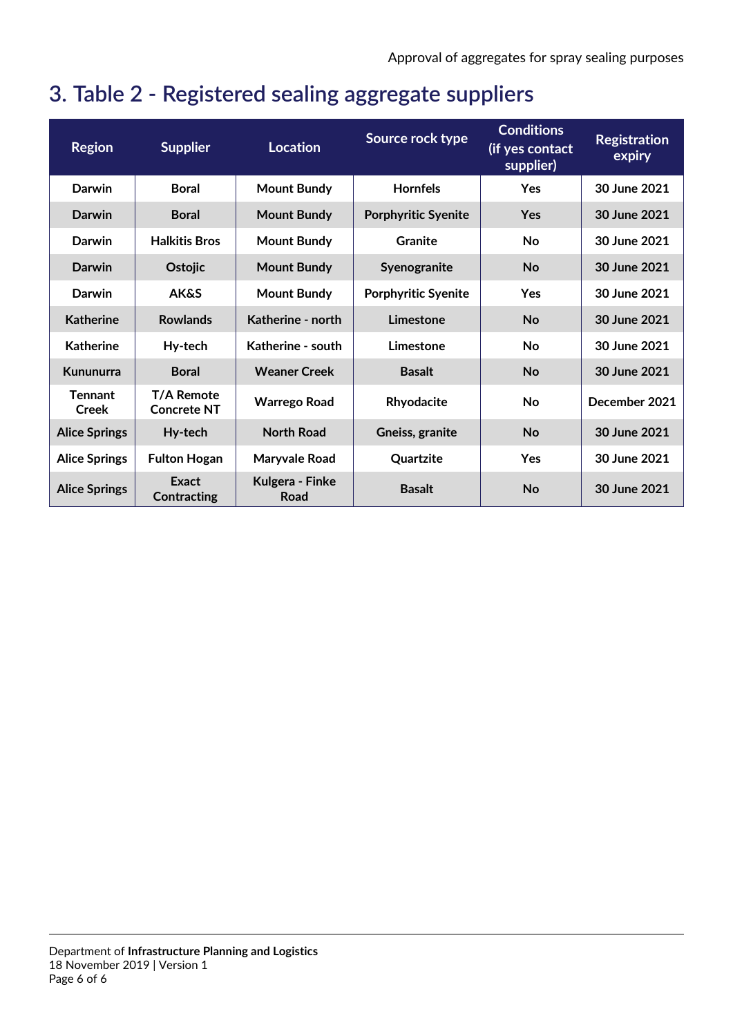# 3. Table 2 - Registered sealing aggregate suppliers

| Region | Supplier | Location | Source rock type | Conditions (if yes contact supplier) | Registration expiry |
|---|---|---|---|---|---|
| Darwin | Boral | Mount Bundy | Hornfels | Yes | 30 June 2021 |
| Darwin | Boral | Mount Bundy | Porphyritic Syenite | Yes | 30 June 2021 |
| Darwin | Halkitis Bros | Mount Bundy | Granite | No | 30 June 2021 |
| Darwin | Ostojic | Mount Bundy | Syenogranite | No | 30 June 2021 |
| Darwin | AK&S | Mount Bundy | Porphyritic Syenite | Yes | 30 June 2021 |
| Katherine | Rowlands | Katherine - north | Limestone | No | 30 June 2021 |
| Katherine | Hy-tech | Katherine - south | Limestone | No | 30 June 2021 |
| Kununurra | Boral | Weaner Creek | Basalt | No | 30 June 2021 |
| Tennant Creek | T/A Remote Concrete NT | Warrego Road | Rhyodacite | No | December 2021 |
| Alice Springs | Hy-tech | North Road | Gneiss, granite | No | 30 June 2021 |
| Alice Springs | Fulton Hogan | Maryvale Road | Quartzite | Yes | 30 June 2021 |
| Alice Springs | Exact Contracting | Kulgera - Finke Road | Basalt | No | 30 June 2021 |